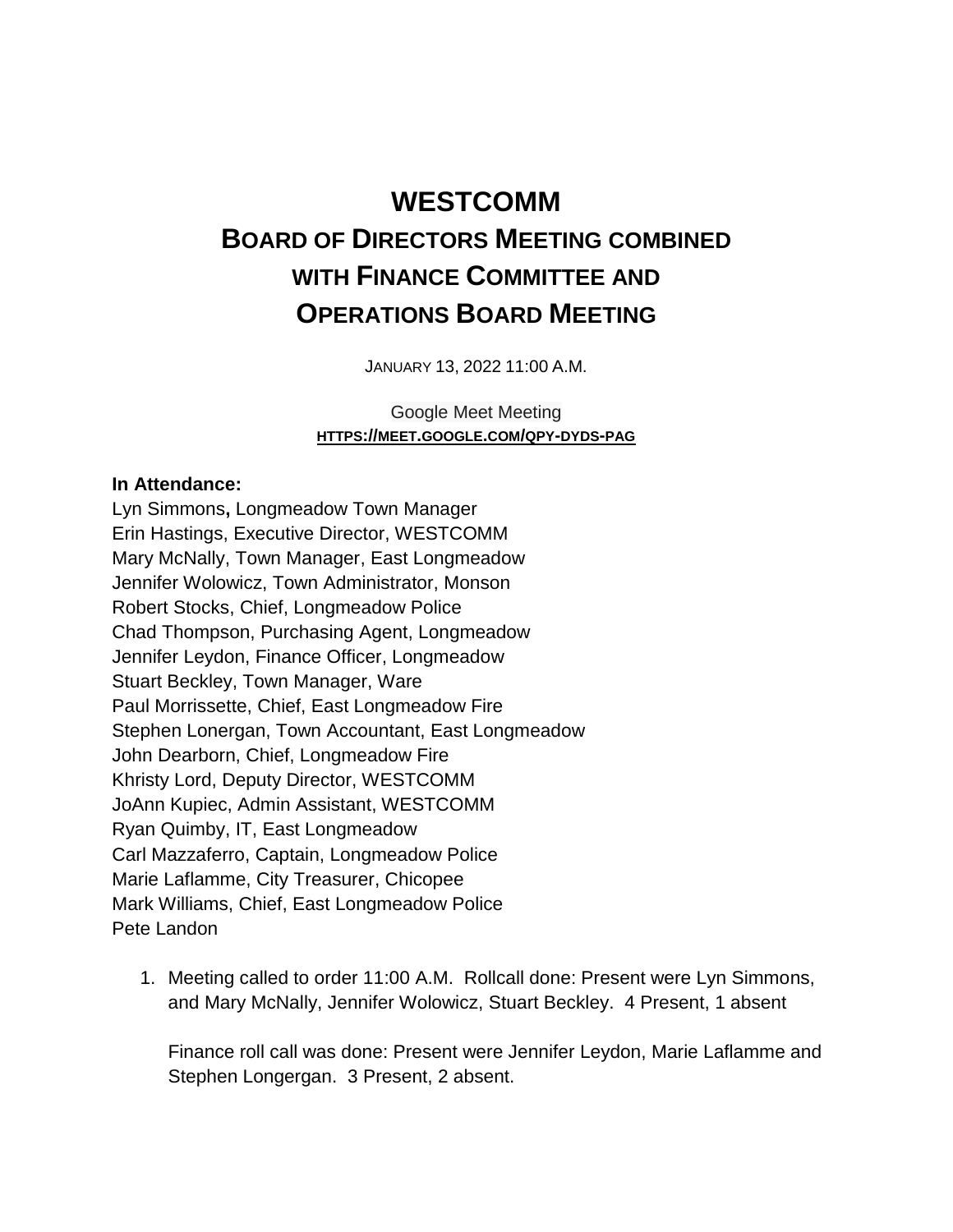# WESTCOMM

## BOARD OF DIRECTORS MEETING COMBINED WITH FINANCE COMMITTEE AND OPERATIONS BOARD MEETING

JANUARY 13, 2022 11:00 A.M.

Google Meet Meeting
**HTTPS://MEET.GOOGLE.COM/QPY-DYDS-PAG**

**In Attendance:**

Lyn Simmons**,** Longmeadow Town Manager
Erin Hastings, Executive Director, WESTCOMM
Mary McNally, Town Manager, East Longmeadow
Jennifer Wolowicz, Town Administrator, Monson
Robert Stocks, Chief, Longmeadow Police
Chad Thompson, Purchasing Agent, Longmeadow
Jennifer Leydon, Finance Officer, Longmeadow
Stuart Beckley, Town Manager, Ware
Paul Morrissette, Chief, East Longmeadow Fire
Stephen Lonergan, Town Accountant, East Longmeadow
John Dearborn, Chief, Longmeadow Fire
Khristy Lord, Deputy Director, WESTCOMM
JoAnn Kupiec, Admin Assistant, WESTCOMM
Ryan Quimby, IT, East Longmeadow
Carl Mazzaferro, Captain, Longmeadow Police
Marie Laflamme, City Treasurer, Chicopee
Mark Williams, Chief, East Longmeadow Police
Pete Landon

1. Meeting called to order 11:00 A.M. Rollcall done: Present were Lyn Simmons, and Mary McNally, Jennifer Wolowicz, Stuart Beckley. 4 Present, 1 absent

   Finance roll call was done: Present were Jennifer Leydon, Marie Laflamme and Stephen Longergan. 3 Present, 2 absent.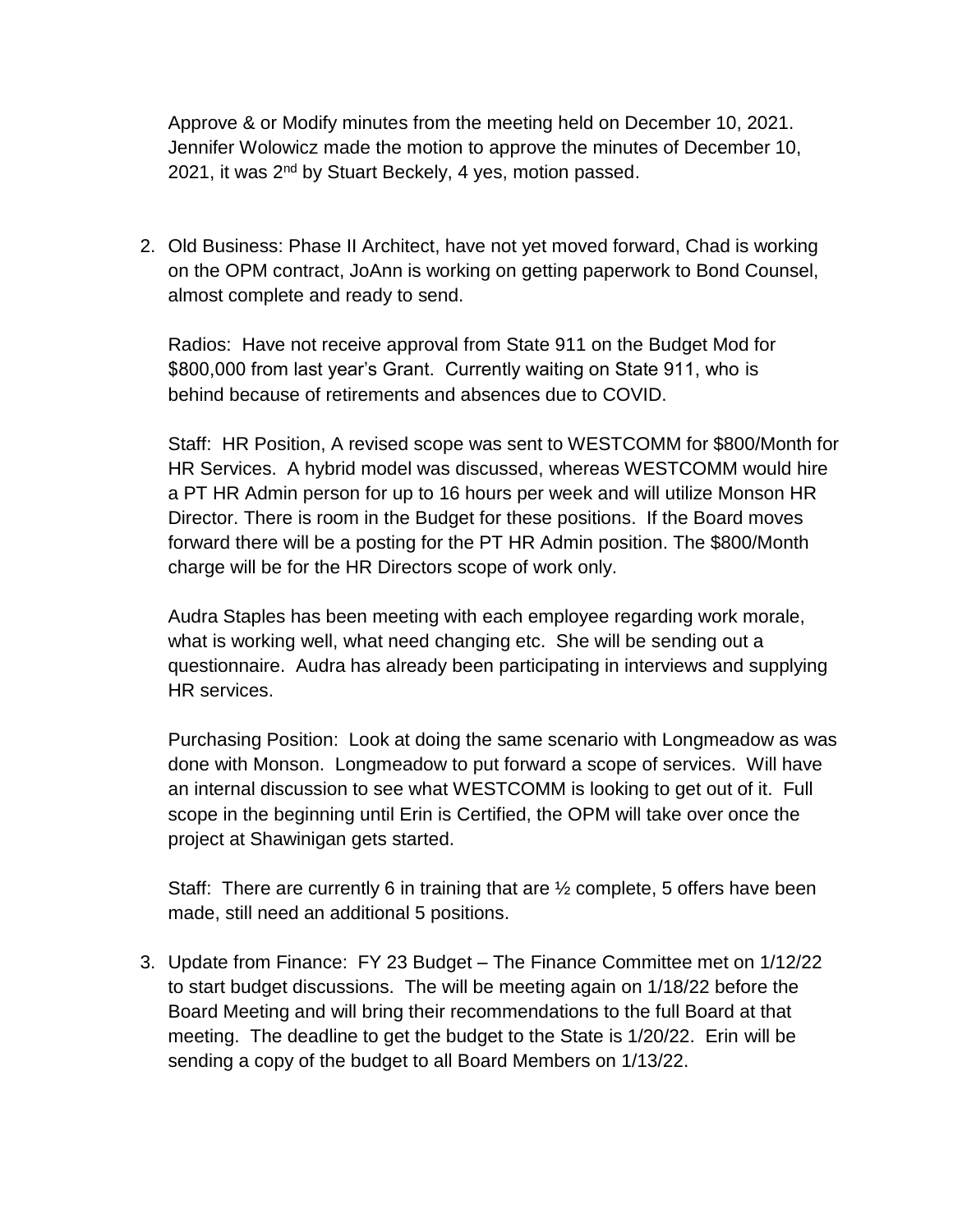Approve & or Modify minutes from the meeting held on December 10, 2021. Jennifer Wolowicz made the motion to approve the minutes of December 10, 2021, it was 2nd by Stuart Beckely, 4 yes, motion passed.

2. Old Business: Phase II Architect, have not yet moved forward, Chad is working on the OPM contract, JoAnn is working on getting paperwork to Bond Counsel, almost complete and ready to send.

   Radios: Have not receive approval from State 911 on the Budget Mod for $800,000 from last year's Grant. Currently waiting on State 911, who is behind because of retirements and absences due to COVID.

   Staff: HR Position, A revised scope was sent to WESTCOMM for $800/Month for HR Services. A hybrid model was discussed, whereas WESTCOMM would hire a PT HR Admin person for up to 16 hours per week and will utilize Monson HR Director. There is room in the Budget for these positions. If the Board moves forward there will be a posting for the PT HR Admin position. The $800/Month charge will be for the HR Directors scope of work only.

   Audra Staples has been meeting with each employee regarding work morale, what is working well, what need changing etc. She will be sending out a questionnaire. Audra has already been participating in interviews and supplying HR services.

   Purchasing Position: Look at doing the same scenario with Longmeadow as was done with Monson. Longmeadow to put forward a scope of services. Will have an internal discussion to see what WESTCOMM is looking to get out of it. Full scope in the beginning until Erin is Certified, the OPM will take over once the project at Shawinigan gets started.

   Staff: There are currently 6 in training that are ½ complete, 5 offers have been made, still need an additional 5 positions.

3. Update from Finance: FY 23 Budget – The Finance Committee met on 1/12/22 to start budget discussions. The will be meeting again on 1/18/22 before the Board Meeting and will bring their recommendations to the full Board at that meeting. The deadline to get the budget to the State is 1/20/22. Erin will be sending a copy of the budget to all Board Members on 1/13/22.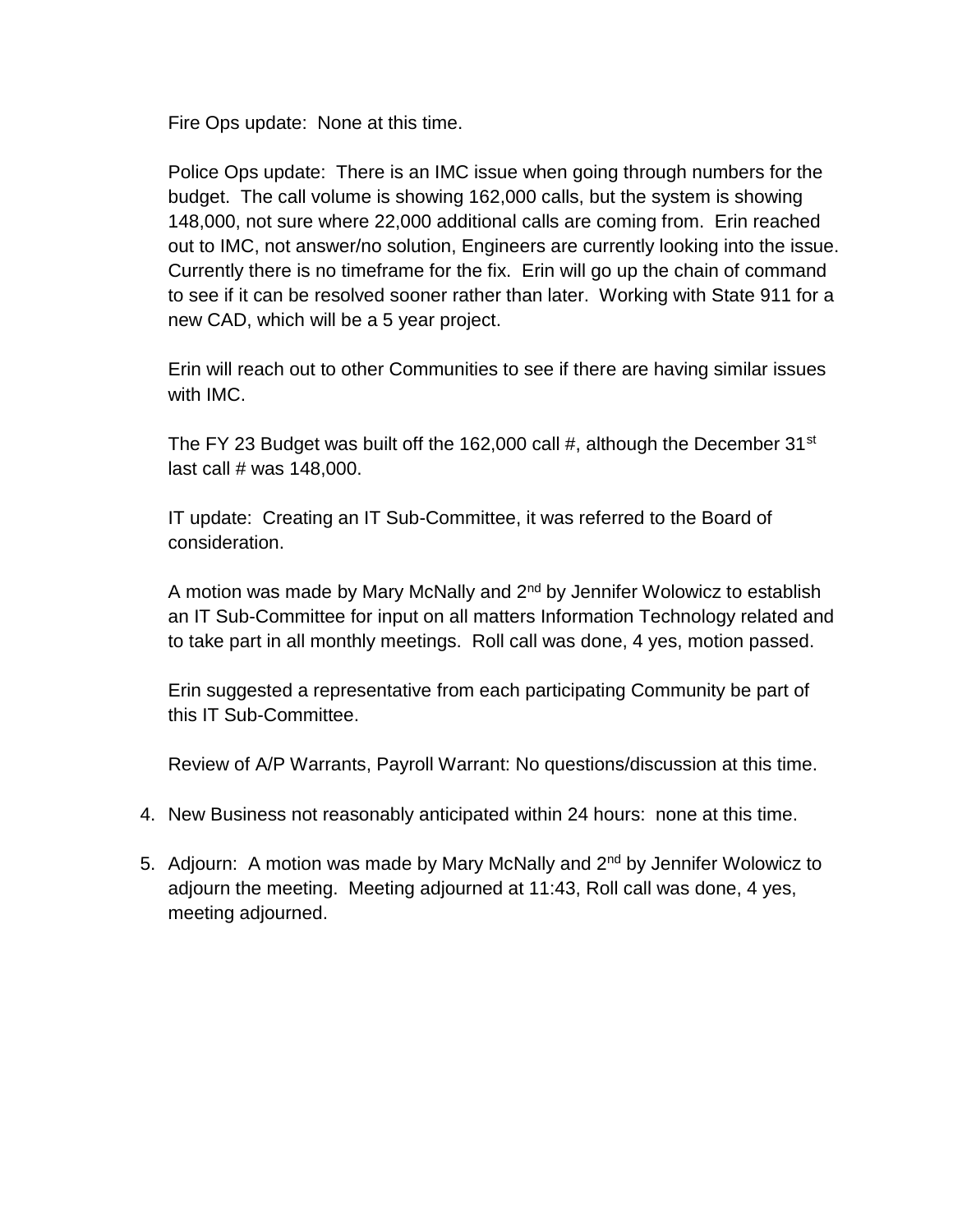Fire Ops update: None at this time.

Police Ops update: There is an IMC issue when going through numbers for the budget. The call volume is showing 162,000 calls, but the system is showing 148,000, not sure where 22,000 additional calls are coming from. Erin reached out to IMC, not answer/no solution, Engineers are currently looking into the issue. Currently there is no timeframe for the fix. Erin will go up the chain of command to see if it can be resolved sooner rather than later. Working with State 911 for a new CAD, which will be a 5 year project.

Erin will reach out to other Communities to see if there are having similar issues with IMC.

The FY 23 Budget was built off the 162,000 call #, although the December 31st last call # was 148,000.

IT update: Creating an IT Sub-Committee, it was referred to the Board of consideration.

A motion was made by Mary McNally and 2nd by Jennifer Wolowicz to establish an IT Sub-Committee for input on all matters Information Technology related and to take part in all monthly meetings. Roll call was done, 4 yes, motion passed.

Erin suggested a representative from each participating Community be part of this IT Sub-Committee.

Review of A/P Warrants, Payroll Warrant: No questions/discussion at this time.

4. New Business not reasonably anticipated within 24 hours: none at this time.
5. Adjourn: A motion was made by Mary McNally and 2nd by Jennifer Wolowicz to adjourn the meeting. Meeting adjourned at 11:43, Roll call was done, 4 yes, meeting adjourned.